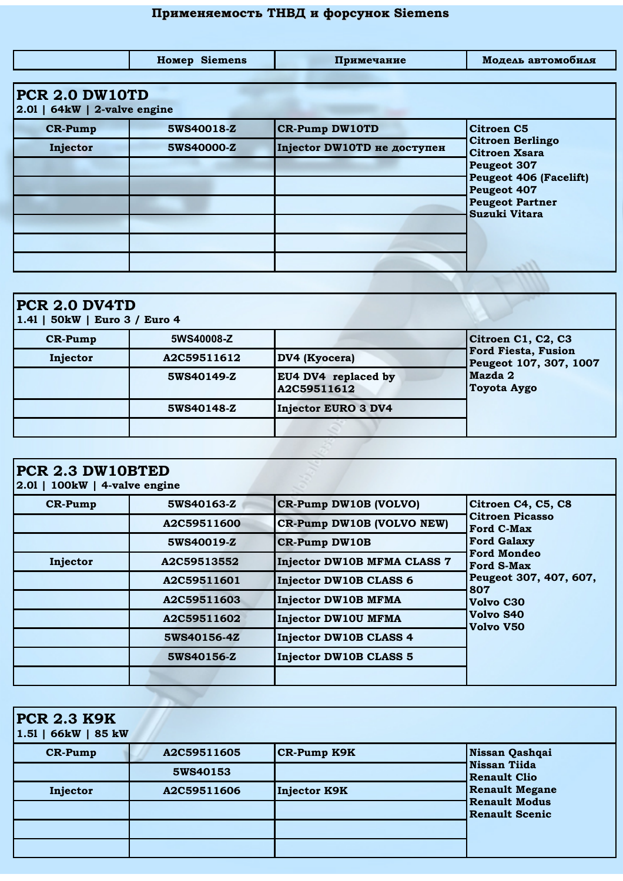# Применяемость ТНВД и форсунок Siemens

| | Номер Siemens | Примечание | Модель автомобиля |
|---|---|---|---|
| **PCR 2.0 DW10TD**<br>2.0l \| 64kW \| 2-valve engine | | | |
| CR-Pump | 5WS40018-Z | CR-Pump DW10TD | Citroen C5<br>Citroen Berlingo<br>Citroen Xsara<br>Peugeot 307<br>Peugeot 406 (Facelift)<br>Peugeot 407<br>Peugeot Partner<br>Suzuki Vitara |
| Injector | 5WS40000-Z | Injector DW10TD не доступен | |
| | | | |
| | | | |
| | | | |
| | | | |
| | | | |
| | | | |
| **PCR 2.0 DV4TD**<br>1.4l \| 50kW \| Euro 3 / Euro 4 | | | |
| CR-Pump | 5WS40008-Z | | Citroen C1, C2, C3<br>Ford Fiesta, Fusion<br>Peugeot 107, 307, 1007<br>Mazda 2<br>Toyota Aygo |
| Injector | A2C59511612 | DV4 (Kyocera) | |
| | 5WS40149-Z | EU4 DV4 replaced by A2C59511612 | |
| | 5WS40148-Z | Injector EURO 3 DV4 | |
| | | | |
| **PCR 2.3 DW10BTED**<br>2.0l \| 100kW \| 4-valve engine | | | |
| CR-Pump | 5WS40163-Z | CR-Pump DW10B (VOLVO) | Citroen C4, C5, C8<br>Citroen Picasso<br>Ford C-Max<br>Ford Galaxy<br>Ford Mondeo<br>Ford S-Max<br>Peugeot 307, 407, 607, 807<br>Volvo C30<br>Volvo S40<br>Volvo V50 |
| | A2C59511600 | CR-Pump DW10B (VOLVO NEW) | |
| | 5WS40019-Z | CR-Pump DW10B | |
| Injector | A2C59513552 | Injector DW10B MFMA CLASS 7 | |
| | A2C59511601 | Injector DW10B CLASS 6 | |
| | A2C59511603 | Injector DW10B MFMA | |
| | A2C59511602 | Injector DW10U MFMA | |
| | 5WS40156-4Z | Injector DW10B CLASS 4 | |
| | 5WS40156-Z | Injector DW10B CLASS 5 | |
| | | | |
| **PCR 2.3 K9K**<br>1.5l \| 66kW \| 85 kW | | | |
| CR-Pump | A2C59511605 | CR-Pump K9K | Nissan Qashqai<br>Nissan Tiida<br>Renault Clio<br>Renault Megane<br>Renault Modus<br>Renault Scenic |
| | 5WS40153 | | |
| Injector | A2C59511606 | Injector K9K | |
| | | | |
| | | | |
| | | | |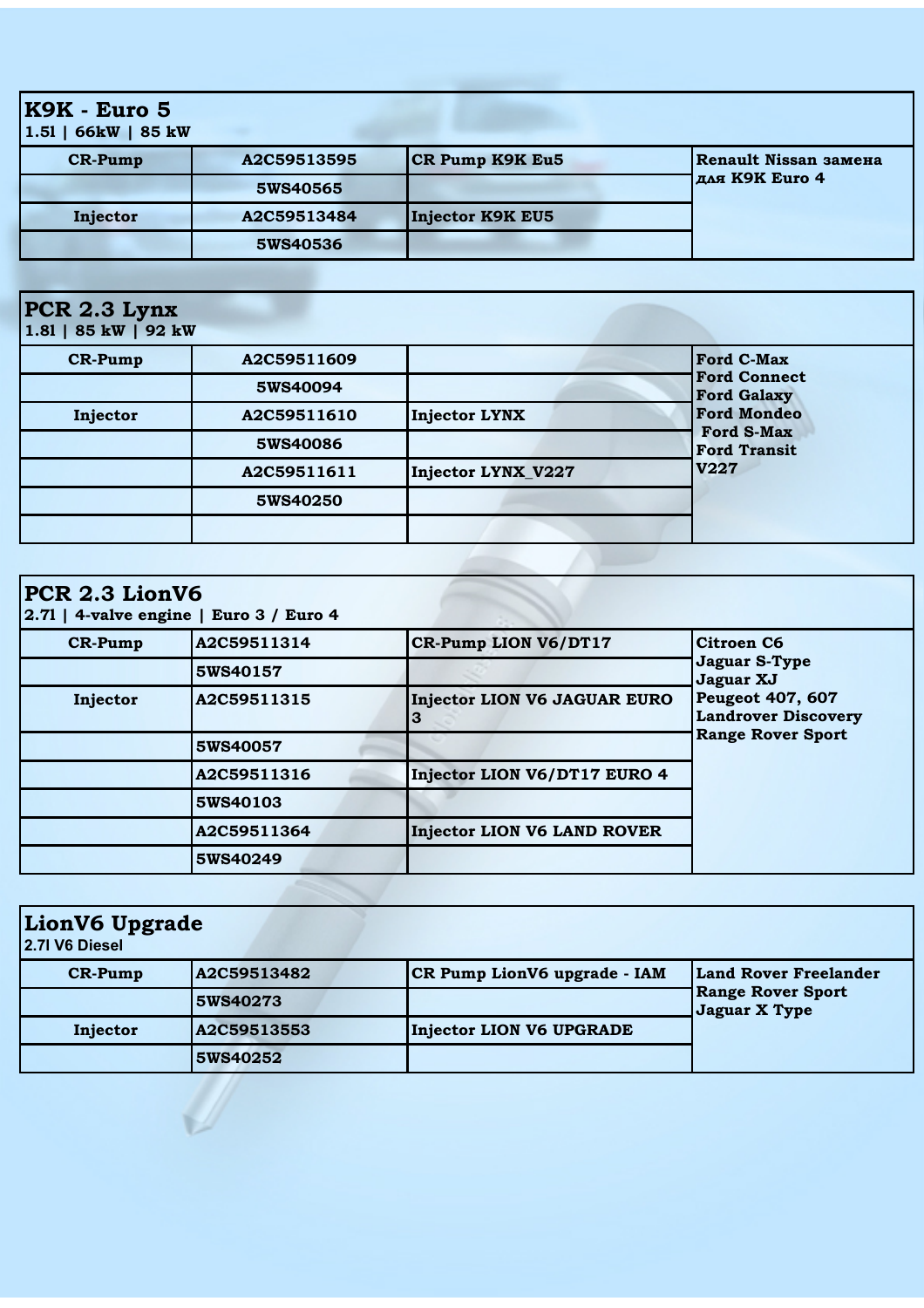## K9K - Euro 5

1.5l | 66kW | 85 kW

| | | | |
|---|---|---|---|
| CR-Pump | A2C59513595 | CR Pump K9K Eu5 | Renault Nissan замена для K9K Euro 4 |
| | 5WS40565 | | |
| Injector | A2C59513484 | Injector K9K EU5 | |
| | 5WS40536 | | |

## PCR 2.3 Lynx

1.8l | 85 kW | 92 kW

| | | | |
|---|---|---|---|
| CR-Pump | A2C59511609 | | Ford C-Max<br>Ford Connect<br>Ford Galaxy<br>Ford Mondeo<br>Ford S-Max<br>Ford Transit<br>V227 |
| | 5WS40094 | | |
| Injector | A2C59511610 | Injector LYNX | |
| | 5WS40086 | | |
| | A2C59511611 | Injector LYNX_V227 | |
| | 5WS40250 | | |
| | | | |

## PCR 2.3 LionV6

2.7l | 4-valve engine | Euro 3 / Euro 4

| | | | |
|---|---|---|---|
| CR-Pump | A2C59511314 | CR-Pump LION V6/DT17 | Citroen C6<br>Jaguar S-Type<br>Jaguar XJ<br>Peugeot 407, 607<br>Landrover Discovery<br>Range Rover Sport |
| | 5WS40157 | | |
| Injector | A2C59511315 | Injector LION V6 JAGUAR EURO 3 | |
| | 5WS40057 | | |
| | A2C59511316 | Injector LION V6/DT17 EURO 4 | |
| | 5WS40103 | | |
| | A2C59511364 | Injector LION V6 LAND ROVER | |
| | 5WS40249 | | |

## LionV6 Upgrade

2.7l V6 Diesel

| | | | |
|---|---|---|---|
| CR-Pump | A2C59513482 | CR Pump LionV6 upgrade - IAM | Land Rover Freelander<br>Range Rover Sport<br>Jaguar X Type |
| | 5WS40273 | | |
| Injector | A2C59513553 | Injector LION V6 UPGRADE | |
| | 5WS40252 | | |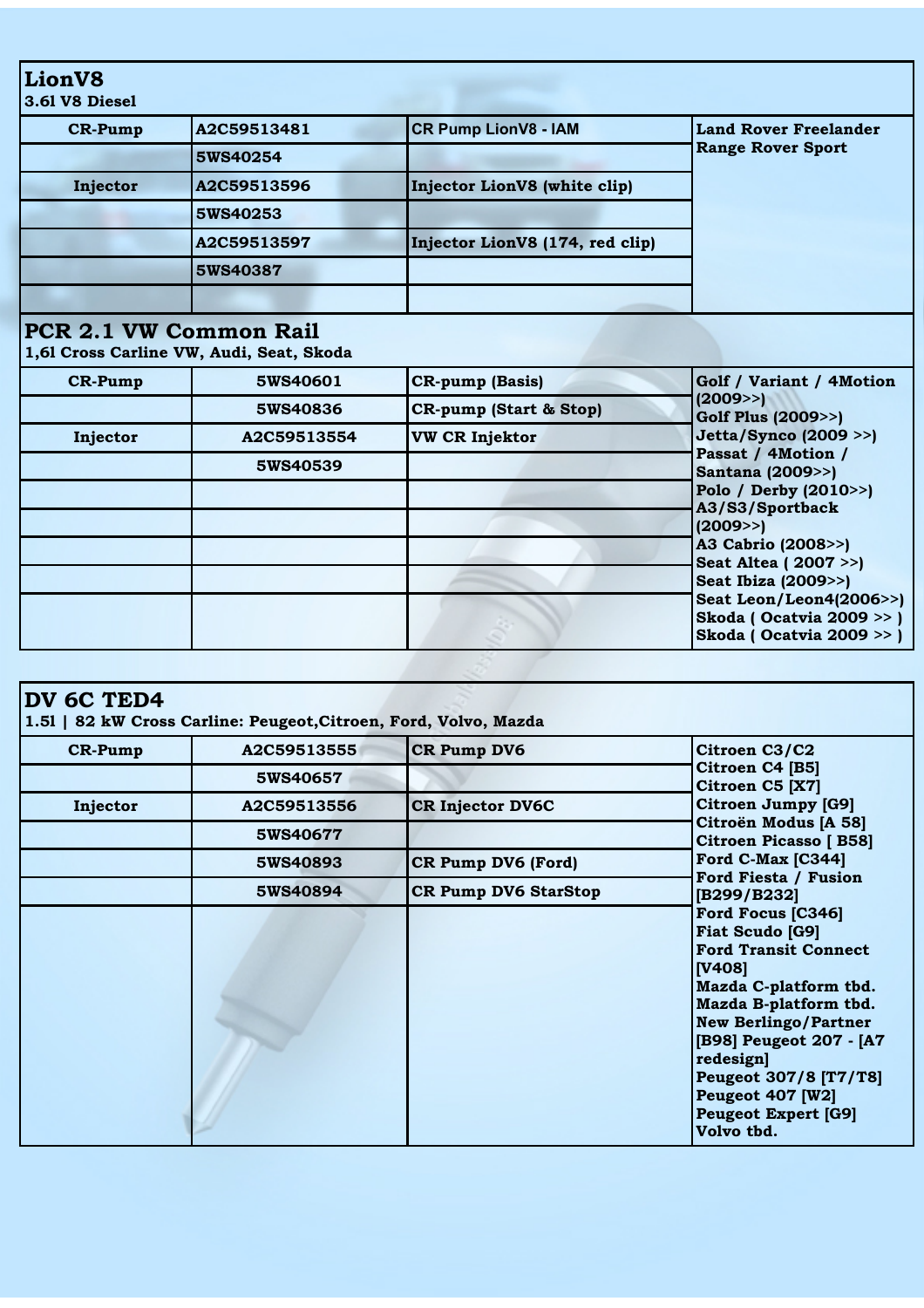## LionV8

**3.6l V8 Diesel**

| | | | |
|---|---|---|---|
| **CR-Pump** | **A2C59513481** | **CR Pump LionV8 - IAM** | **Land Rover Freelander**<br>**Range Rover Sport** |
| | **5WS40254** | | |
| **Injector** | **A2C59513596** | **Injector LionV8 (white clip)** | |
| | **5WS40253** | | |
| | **A2C59513597** | **Injector LionV8 (174, red clip)** | |
| | **5WS40387** | | |
| | | | |

## PCR 2.1 VW Common Rail

**1,6l Cross Carline VW, Audi, Seat, Skoda**

| | | | |
|---|---|---|---|
| **CR-Pump** | **5WS40601** | **CR-pump (Basis)** | **Golf / Variant / 4Motion (2009>>)**<br>**Golf Plus (2009>>)**<br>**Jetta/Synco (2009 >>)**<br>**Passat / 4Motion / Santana (2009>>)**<br>**Polo / Derby (2010>>)**<br>**A3/S3/Sportback (2009>>)**<br>**A3 Cabrio (2008>>)**<br>**Seat Altea ( 2007 >>)**<br>**Seat Ibiza (2009>>)**<br>**Seat Leon/Leon4(2006>>)**<br>**Skoda ( Ocatvia 2009 >> )**<br>**Skoda ( Ocatvia 2009 >> )** |
| | **5WS40836** | **CR-pump (Start & Stop)** | |
| **Injector** | **A2C59513554** | **VW CR Injektor** | |
| | **5WS40539** | | |
| | | | |
| | | | |
| | | | |
| | | | |
| | | | |

## DV 6C TED4

**1.5l | 82 kW Cross Carline: Peugeot,Citroen, Ford, Volvo, Mazda**

| | | | |
|---|---|---|---|
| **CR-Pump** | **A2C59513555** | **CR Pump DV6** | **Citroen C3/C2**<br>**Citroen C4 [B5]**<br>**Citroen C5 [X7]**<br>**Citroen Jumpy [G9]**<br>**Citroën Modus [A 58]**<br>**Citroen Picasso [ B58]**<br>**Ford C-Max [C344]**<br>**Ford Fiesta / Fusion [B299/B232]**<br>**Ford Focus [C346]**<br>**Fiat Scudo [G9]**<br>**Ford Transit Connect [V408]**<br>**Mazda C-platform tbd.**<br>**Mazda B-platform tbd.**<br>**New Berlingo/Partner [B98] Peugeot 207 - [A7 redesign]**<br>**Peugeot 307/8 [T7/T8]**<br>**Peugeot 407 [W2]**<br>**Peugeot Expert [G9]**<br>**Volvo tbd.** |
| | **5WS40657** | | |
| **Injector** | **A2C59513556** | **CR Injector DV6C** | |
| | **5WS40677** | | |
| | **5WS40893** | **CR Pump DV6 (Ford)** | |
| | **5WS40894** | **CR Pump DV6 StarStop** | |
| | | | |